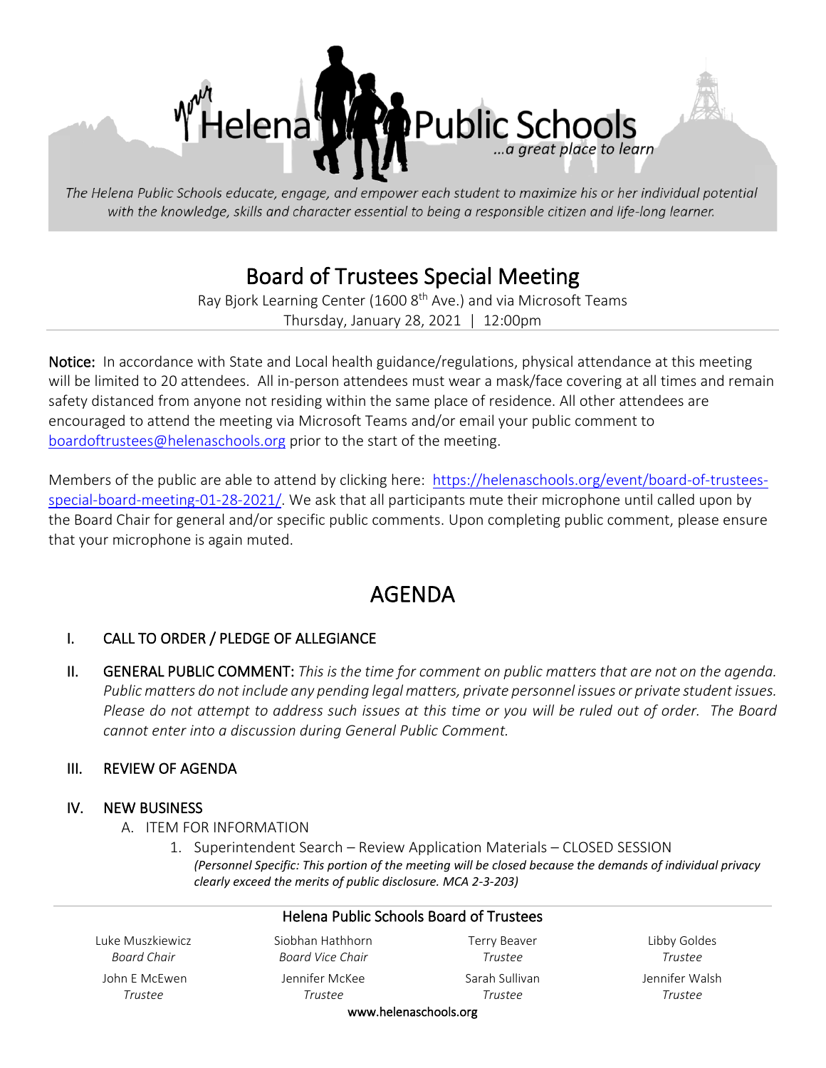# Helena Public Schools

*...a great place to learn*

*The Helena Public Schools educate, engage, and empower each student to maximize his or her individual potential with the knowledge, skills and character essential to being a responsible citizen and life-long learner.*

## Board of Trustees Special Meeting

Ray Bjork Learning Center (1600 8th Ave.) and via Microsoft Teams
Thursday, January 28, 2021 | 12:00pm

**Notice:** In accordance with State and Local health guidance/regulations, physical attendance at this meeting will be limited to 20 attendees. All in-person attendees must wear a mask/face covering at all times and remain safety distanced from anyone not residing within the same place of residence. All other attendees are encouraged to attend the meeting via Microsoft Teams and/or email your public comment to boardoftrustees@helenaschools.org prior to the start of the meeting.

Members of the public are able to attend by clicking here: https://helenaschools.org/event/board-of-trustees-special-board-meeting-01-28-2021/. We ask that all participants mute their microphone until called upon by the Board Chair for general and/or specific public comments. Upon completing public comment, please ensure that your microphone is again muted.

# AGENDA

I. CALL TO ORDER / PLEDGE OF ALLEGIANCE

II. GENERAL PUBLIC COMMENT: *This is the time for comment on public matters that are not on the agenda. Public matters do not include any pending legal matters, private personnel issues or private student issues. Please do not attempt to address such issues at this time or you will be ruled out of order. The Board cannot enter into a discussion during General Public Comment.*

III. REVIEW OF AGENDA

IV. NEW BUSINESS

A. ITEM FOR INFORMATION

1. Superintendent Search – Review Application Materials – CLOSED SESSION
   ***(Personnel Specific: This portion of the meeting will be closed because the demands of individual privacy clearly exceed the merits of public disclosure. MCA 2-3-203)***

---

**Helena Public Schools Board of Trustees**

| | | | |
|---|---|---|---|
| Luke Muszkiewicz<br>*Board Chair* | Siobhan Hathhorn<br>*Board Vice Chair* | Terry Beaver<br>*Trustee* | Libby Goldes<br>*Trustee* |
| John E McEwen<br>*Trustee* | Jennifer McKee<br>*Trustee* | Sarah Sullivan<br>*Trustee* | Jennifer Walsh<br>*Trustee* |

www.helenaschools.org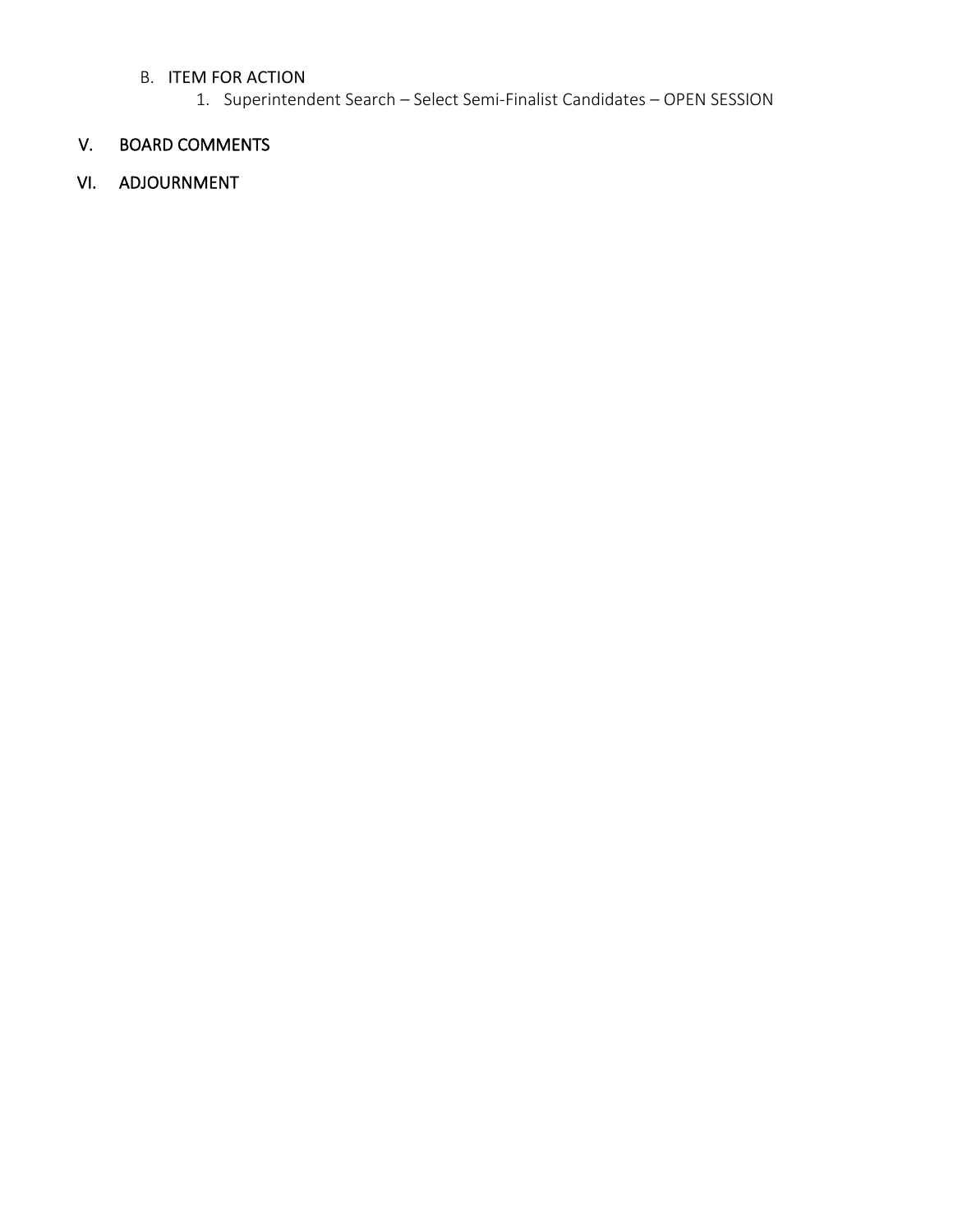B. ITEM FOR ACTION
    1. Superintendent Search – Select Semi-Finalist Candidates – OPEN SESSION

V. BOARD COMMENTS

VI. ADJOURNMENT